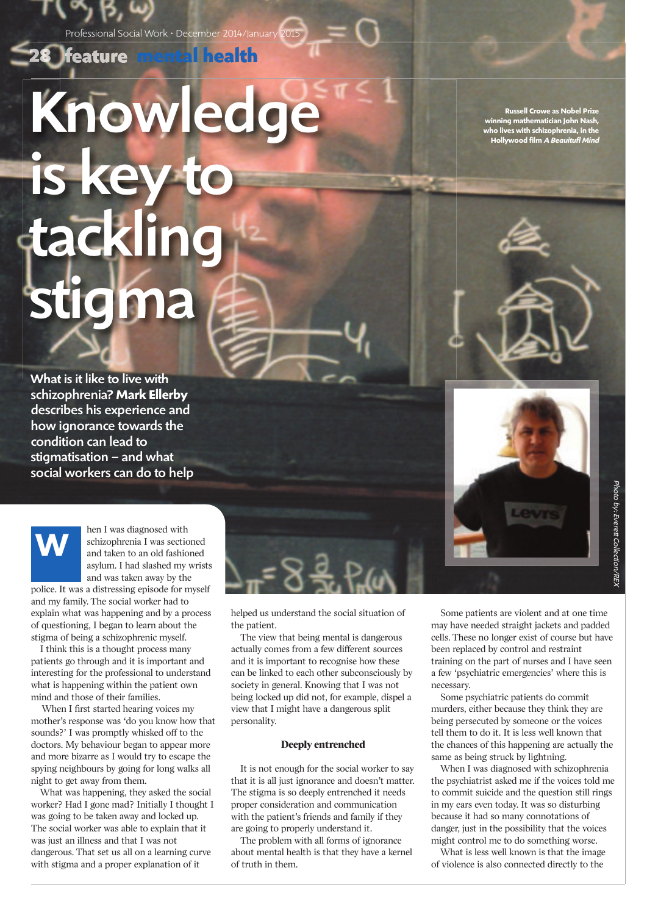# Knowledge is key to tackling stigma

Russell Crowe as Nobel Prize winning mathematician John Nash, who lives with schizophrenia, in the Hollywood film *A Beauitufl Mind*

**What is it like to live with schizophrenia? Mark Ellerby describes his experience and how ignorance towards the condition can lead to stigmatisation – and what social workers can do to help**

Photo by: Everett Collection/REX

When I was diagnosed with schizophrenia I was sectioned and taken to an old fashioned asylum. I had slashed my wrists and was taken away by the police. It was a distressing episode for myself and my family. The social worker had to explain what was happening and by a process of questioning, I began to learn about the stigma of being a schizophrenic myself.

I think this is a thought process many patients go through and it is important and interesting for the professional to understand what is happening within the patient own mind and those of their families.

When I first started hearing voices my mother's response was 'do you know how that sounds?' I was promptly whisked off to the doctors. My behaviour began to appear more and more bizarre as I would try to escape the spying neighbours by going for long walks all night to get away from them.

What was happening, they asked the social worker? Had I gone mad? Initially I thought I was going to be taken away and locked up. The social worker was able to explain that it was just an illness and that I was not dangerous. That set us all on a learning curve with stigma and a proper explanation of it helped us understand the social situation of the patient.

The view that being mental is dangerous actually comes from a few different sources and it is important to recognise how these can be linked to each other subconsciously by society in general. Knowing that I was not being locked up did not, for example, dispel a view that I might have a dangerous split personality.

## Deeply entrenched

It is not enough for the social worker to say that it is all just ignorance and doesn't matter. The stigma is so deeply entrenched it needs proper consideration and communication with the patient's friends and family if they are going to properly understand it.

The problem with all forms of ignorance about mental health is that they have a kernel of truth in them.

Some patients are violent and at one time may have needed straight jackets and padded cells. These no longer exist of course but have been replaced by control and restraint training on the part of nurses and I have seen a few 'psychiatric emergencies' where this is necessary.

Some psychiatric patients do commit murders, either because they think they are being persecuted by someone or the voices tell them to do it. It is less well known that the chances of this happening are actually the same as being struck by lightning.

When I was diagnosed with schizophrenia the psychiatrist asked me if the voices told me to commit suicide and the question still rings in my ears even today. It was so disturbing because it had so many connotations of danger, just in the possibility that the voices might control me to do something worse.

What is less well known is that the image of violence is also connected directly to the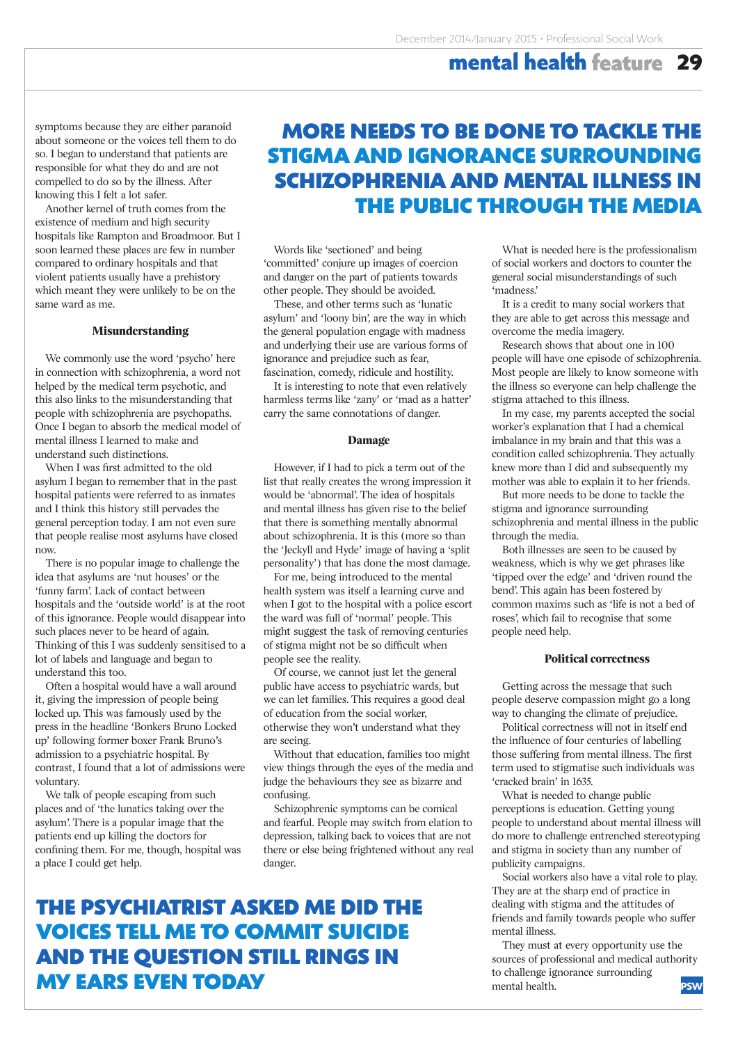symptoms because they are either paranoid about someone or the voices tell them to do so. I began to understand that patients are responsible for what they do and are not compelled to do so by the illness. After knowing this I felt a lot safer.

Another kernel of truth comes from the existence of medium and high security hospitals like Rampton and Broadmoor. But I soon learned these places are few in number compared to ordinary hospitals and that violent patients usually have a prehistory which meant they were unlikely to be on the same ward as me.

### Misunderstanding

We commonly use the word 'psycho' here in connection with schizophrenia, a word not helped by the medical term psychotic, and this also links to the misunderstanding that people with schizophrenia are psychopaths. Once I began to absorb the medical model of mental illness I learned to make and understand such distinctions.

When I was first admitted to the old asylum I began to remember that in the past hospital patients were referred to as inmates and I think this history still pervades the general perception today. I am not even sure that people realise most asylums have closed now.

There is no popular image to challenge the idea that asylums are 'nut houses' or the 'funny farm'. Lack of contact between hospitals and the 'outside world' is at the root of this ignorance. People would disappear into such places never to be heard of again. Thinking of this I was suddenly sensitised to a lot of labels and language and began to understand this too.

Often a hospital would have a wall around it, giving the impression of people being locked up. This was famously used by the press in the headline 'Bonkers Bruno Locked up' following former boxer Frank Bruno's admission to a psychiatric hospital. By contrast, I found that a lot of admissions were voluntary.

We talk of people escaping from such places and of 'the lunatics taking over the asylum'. There is a popular image that the patients end up killing the doctors for confining them. For me, though, hospital was a place I could get help.

**THE PSYCHIATRIST ASKED ME DID THE VOICES TELL ME TO COMMIT SUICIDE AND THE QUESTION STILL RINGS IN MY EARS EVEN TODAY**

**MORE NEEDS TO BE DONE TO TACKLE THE STIGMA AND IGNORANCE SURROUNDING SCHIZOPHRENIA AND MENTAL ILLNESS IN THE PUBLIC THROUGH THE MEDIA**

Words like 'sectioned' and being 'committed' conjure up images of coercion and danger on the part of patients towards other people. They should be avoided.

These, and other terms such as 'lunatic asylum' and 'loony bin', are the way in which the general population engage with madness and underlying their use are various forms of ignorance and prejudice such as fear, fascination, comedy, ridicule and hostility.

It is interesting to note that even relatively harmless terms like 'zany' or 'mad as a hatter' carry the same connotations of danger.

### Damage

However, if I had to pick a term out of the list that really creates the wrong impression it would be 'abnormal'. The idea of hospitals and mental illness has given rise to the belief that there is something mentally abnormal about schizophrenia. It is this (more so than the 'Jeckyll and Hyde' image of having a 'split personality') that has done the most damage.

For me, being introduced to the mental health system was itself a learning curve and when I got to the hospital with a police escort the ward was full of 'normal' people. This might suggest the task of removing centuries of stigma might not be so difficult when people see the reality.

Of course, we cannot just let the general public have access to psychiatric wards, but we can let families. This requires a good deal of education from the social worker, otherwise they won't understand what they are seeing.

Without that education, families too might view things through the eyes of the media and judge the behaviours they see as bizarre and confusing.

Schizophrenic symptoms can be comical and fearful. People may switch from elation to depression, talking back to voices that are not there or else being frightened without any real danger.

What is needed here is the professionalism of social workers and doctors to counter the general social misunderstandings of such 'madness.'

It is a credit to many social workers that they are able to get across this message and overcome the media imagery.

Research shows that about one in 100 people will have one episode of schizophrenia. Most people are likely to know someone with the illness so everyone can help challenge the stigma attached to this illness.

In my case, my parents accepted the social worker's explanation that I had a chemical imbalance in my brain and that this was a condition called schizophrenia. They actually knew more than I did and subsequently my mother was able to explain it to her friends.

But more needs to be done to tackle the stigma and ignorance surrounding schizophrenia and mental illness in the public through the media.

Both illnesses are seen to be caused by weakness, which is why we get phrases like 'tipped over the edge' and 'driven round the bend'. This again has been fostered by common maxims such as 'life is not a bed of roses', which fail to recognise that some people need help.

### Political correctness

Getting across the message that such people deserve compassion might go a long way to changing the climate of prejudice.

Political correctness will not in itself end the influence of four centuries of labelling those suffering from mental illness. The first term used to stigmatise such individuals was 'cracked brain' in 1635.

What is needed to change public perceptions is education. Getting young people to understand about mental illness will do more to challenge entrenched stereotyping and stigma in society than any number of publicity campaigns.

Social workers also have a vital role to play. They are at the sharp end of practice in dealing with stigma and the attitudes of friends and family towards people who suffer mental illness.

They must at every opportunity use the sources of professional and medical authority to challenge ignorance surrounding mental health.